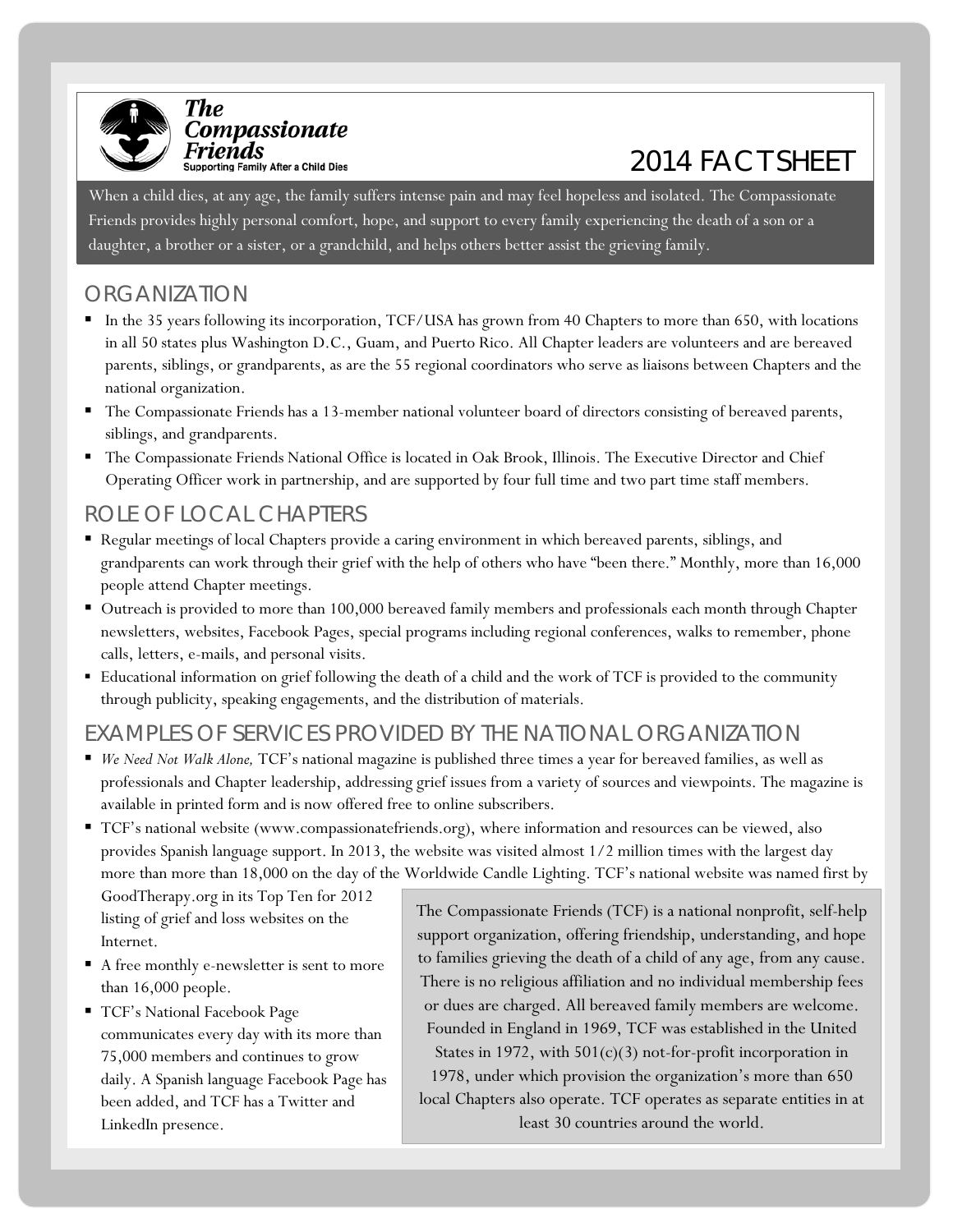**The Compassionate Friends**
Supporting Family After a Child Dies

# 2014 FACT SHEET

When a child dies, at any age, the family suffers intense pain and may feel hopeless and isolated. The Compassionate Friends provides highly personal comfort, hope, and support to every family experiencing the death of a son or a daughter, a brother or a sister, or a grandchild, and helps others better assist the grieving family.

## ORGANIZATION

- In the 35 years following its incorporation, TCF/USA has grown from 40 Chapters to more than 650, with locations in all 50 states plus Washington D.C., Guam, and Puerto Rico. All Chapter leaders are volunteers and are bereaved parents, siblings, or grandparents, as are the 55 regional coordinators who serve as liaisons between Chapters and the national organization.
- The Compassionate Friends has a 13-member national volunteer board of directors consisting of bereaved parents, siblings, and grandparents.
- The Compassionate Friends National Office is located in Oak Brook, Illinois. The Executive Director and Chief Operating Officer work in partnership, and are supported by four full time and two part time staff members.

## ROLE OF LOCAL CHAPTERS

- Regular meetings of local Chapters provide a caring environment in which bereaved parents, siblings, and grandparents can work through their grief with the help of others who have "been there." Monthly, more than 16,000 people attend Chapter meetings.
- Outreach is provided to more than 100,000 bereaved family members and professionals each month through Chapter newsletters, websites, Facebook Pages, special programs including regional conferences, walks to remember, phone calls, letters, e-mails, and personal visits.
- Educational information on grief following the death of a child and the work of TCF is provided to the community through publicity, speaking engagements, and the distribution of materials.

## EXAMPLES OF SERVICES PROVIDED BY THE NATIONAL ORGANIZATION

- *We Need Not Walk Alone,* TCF's national magazine is published three times a year for bereaved families, as well as professionals and Chapter leadership, addressing grief issues from a variety of sources and viewpoints. The magazine is available in printed form and is now offered free to online subscribers.
- TCF's national website (www.compassionatefriends.org), where information and resources can be viewed, also provides Spanish language support. In 2013, the website was visited almost 1/2 million times with the largest day more than more than 18,000 on the day of the Worldwide Candle Lighting. TCF's national website was named first by GoodTherapy.org in its Top Ten for 2012 listing of grief and loss websites on the Internet.
- A free monthly e-newsletter is sent to more than 16,000 people.
- TCF's National Facebook Page communicates every day with its more than 75,000 members and continues to grow daily. A Spanish language Facebook Page has been added, and TCF has a Twitter and LinkedIn presence.

The Compassionate Friends (TCF) is a national nonprofit, self-help support organization, offering friendship, understanding, and hope to families grieving the death of a child of any age, from any cause. There is no religious affiliation and no individual membership fees or dues are charged. All bereaved family members are welcome. Founded in England in 1969, TCF was established in the United States in 1972, with 501(c)(3) not-for-profit incorporation in 1978, under which provision the organization's more than 650 local Chapters also operate. TCF operates as separate entities in at least 30 countries around the world.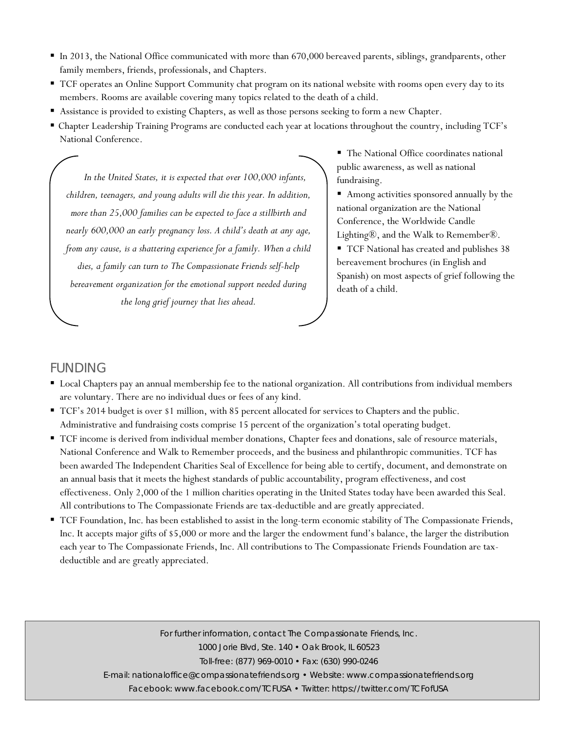- In 2013, the National Office communicated with more than 670,000 bereaved parents, siblings, grandparents, other family members, friends, professionals, and Chapters.
- TCF operates an Online Support Community chat program on its national website with rooms open every day to its members. Rooms are available covering many topics related to the death of a child.
- Assistance is provided to existing Chapters, as well as those persons seeking to form a new Chapter.
- Chapter Leadership Training Programs are conducted each year at locations throughout the country, including TCF's National Conference.

*In the United States, it is expected that over 100,000 infants, children, teenagers, and young adults will die this year. In addition, more than 25,000 families can be expected to face a stillbirth and nearly 600,000 an early pregnancy loss. A child's death at any age, from any cause, is a shattering experience for a family. When a child dies, a family can turn to The Compassionate Friends self-help bereavement organization for the emotional support needed during the long grief journey that lies ahead.*

- The National Office coordinates national public awareness, as well as national fundraising.
- Among activities sponsored annually by the national organization are the National Conference, the Worldwide Candle Lighting®, and the Walk to Remember®.
- TCF National has created and publishes 38 bereavement brochures (in English and Spanish) on most aspects of grief following the death of a child.

## FUNDING

- Local Chapters pay an annual membership fee to the national organization. All contributions from individual members are voluntary. There are no individual dues or fees of any kind.
- TCF's 2014 budget is over $1 million, with 85 percent allocated for services to Chapters and the public. Administrative and fundraising costs comprise 15 percent of the organization's total operating budget.
- TCF income is derived from individual member donations, Chapter fees and donations, sale of resource materials, National Conference and Walk to Remember proceeds, and the business and philanthropic communities. TCF has been awarded The Independent Charities Seal of Excellence for being able to certify, document, and demonstrate on an annual basis that it meets the highest standards of public accountability, program effectiveness, and cost effectiveness. Only 2,000 of the 1 million charities operating in the United States today have been awarded this Seal. All contributions to The Compassionate Friends are tax-deductible and are greatly appreciated.
- TCF Foundation, Inc. has been established to assist in the long-term economic stability of The Compassionate Friends, Inc. It accepts major gifts of $5,000 or more and the larger the endowment fund's balance, the larger the distribution each year to The Compassionate Friends, Inc. All contributions to The Compassionate Friends Foundation are tax-deductible and are greatly appreciated.

For further information, contact The Compassionate Friends, Inc.
1000 Jorie Blvd, Ste. 140 • Oak Brook, IL 60523
Toll-free: (877) 969-0010 • Fax: (630) 990-0246
E-mail: nationaloffice@compassionatefriends.org • Website: www.compassionatefriends.org
Facebook: www.facebook.com/TCFUSA • Twitter: https://twitter.com/TCFofUSA